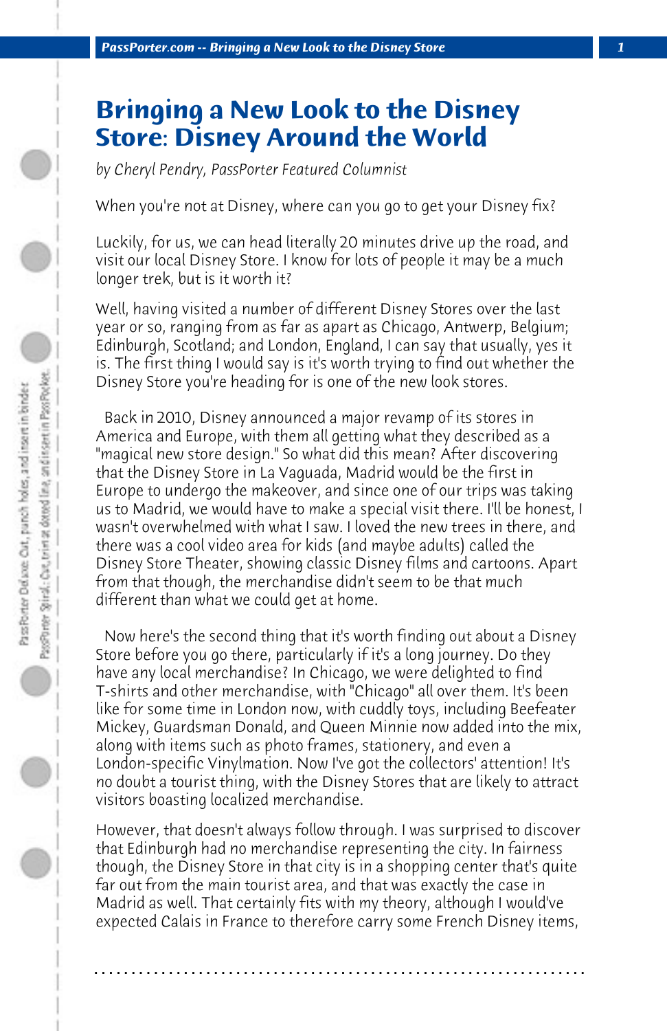# Bringing a New Look to the Disney Store: Disney Around the World

*by Cheryl Pendry, PassPorter Featured Columnist*

When you're not at Disney, where can you go to get your Disney fix?

Luckily, for us, we can head literally 20 minutes drive up the road, and visit our local Disney Store. I know for lots of people it may be a much longer trek, but is it worth it?

Well, having visited a number of different Disney Stores over the last year or so, ranging from as far as apart as Chicago, Antwerp, Belgium; Edinburgh, Scotland; and London, England, I can say that usually, yes it is. The first thing I would say is it's worth trying to find out whether the Disney Store you're heading for is one of the new look stores.

Back in 2010, Disney announced a major revamp of its stores in America and Europe, with them all getting what they described as a "magical new store design." So what did this mean? After discovering that the Disney Store in La Vaguada, Madrid would be the first in Europe to undergo the makeover, and since one of our trips was taking us to Madrid, we would have to make a special visit there. I'll be honest, I wasn't overwhelmed with what I saw. I loved the new trees in there, and there was a cool video area for kids (and maybe adults) called the Disney Store Theater, showing classic Disney films and cartoons. Apart from that though, the merchandise didn't seem to be that much different than what we could get at home.

Now here's the second thing that it's worth finding out about a Disney Store before you go there, particularly if it's a long journey. Do they have any local merchandise? In Chicago, we were delighted to find T-shirts and other merchandise, with "Chicago" all over them. It's been like for some time in London now, with cuddly toys, including Beefeater Mickey, Guardsman Donald, and Queen Minnie now added into the mix, along with items such as photo frames, stationery, and even a London-specific Vinylmation. Now I've got the collectors' attention! It's no doubt a tourist thing, with the Disney Stores that are likely to attract visitors boasting localized merchandise.

However, that doesn't always follow through. I was surprised to discover that Edinburgh had no merchandise representing the city. In fairness though, the Disney Store in that city is in a shopping center that's quite far out from the main tourist area, and that was exactly the case in Madrid as well. That certainly fits with my theory, although I would've expected Calais in France to therefore carry some French Disney items,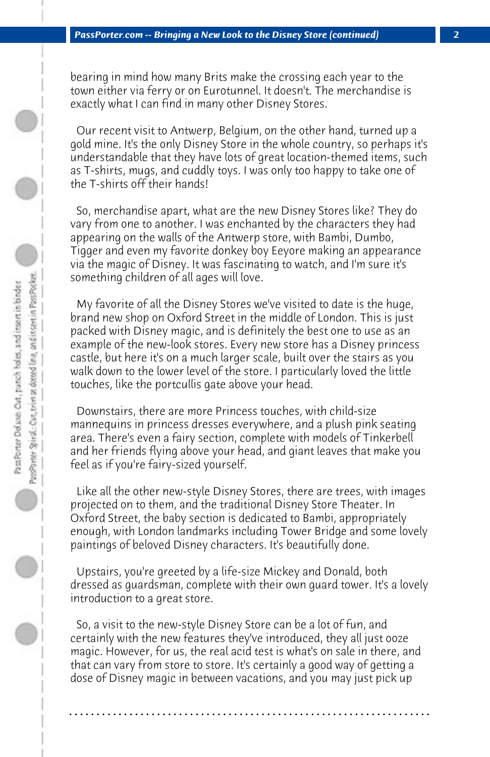bearing in mind how many Brits make the crossing each year to the town either via ferry or on Eurotunnel. It doesn't. The merchandise is exactly what I can find in many other Disney Stores.

Our recent visit to Antwerp, Belgium, on the other hand, turned up a gold mine. It's the only Disney Store in the whole country, so perhaps it's understandable that they have lots of great location-themed items, such as T-shirts, mugs, and cuddly toys. I was only too happy to take one of the T-shirts off their hands!

So, merchandise apart, what are the new Disney Stores like? They do vary from one to another. I was enchanted by the characters they had appearing on the walls of the Antwerp store, with Bambi, Dumbo, Tigger and even my favorite donkey boy Eeyore making an appearance via the magic of Disney. It was fascinating to watch, and I'm sure it's something children of all ages will love.

My favorite of all the Disney Stores we've visited to date is the huge, brand new shop on Oxford Street in the middle of London. This is just packed with Disney magic, and is definitely the best one to use as an example of the new-look stores. Every new store has a Disney princess castle, but here it's on a much larger scale, built over the stairs as you walk down to the lower level of the store. I particularly loved the little touches, like the portcullis gate above your head.

Downstairs, there are more Princess touches, with child-size mannequins in princess dresses everywhere, and a plush pink seating area. There's even a fairy section, complete with models of Tinkerbell and her friends flying above your head, and giant leaves that make you feel as if you're fairy-sized yourself.

Like all the other new-style Disney Stores, there are trees, with images projected on to them, and the traditional Disney Store Theater. In Oxford Street, the baby section is dedicated to Bambi, appropriately enough, with London landmarks including Tower Bridge and some lovely paintings of beloved Disney characters. It's beautifully done.

Upstairs, you're greeted by a life-size Mickey and Donald, both dressed as guardsman, complete with their own guard tower. It's a lovely introduction to a great store.

So, a visit to the new-style Disney Store can be a lot of fun, and certainly with the new features they've introduced, they all just ooze magic. However, for us, the real acid test is what's on sale in there, and that can vary from store to store. It's certainly a good way of getting a dose of Disney magic in between vacations, and you may just pick up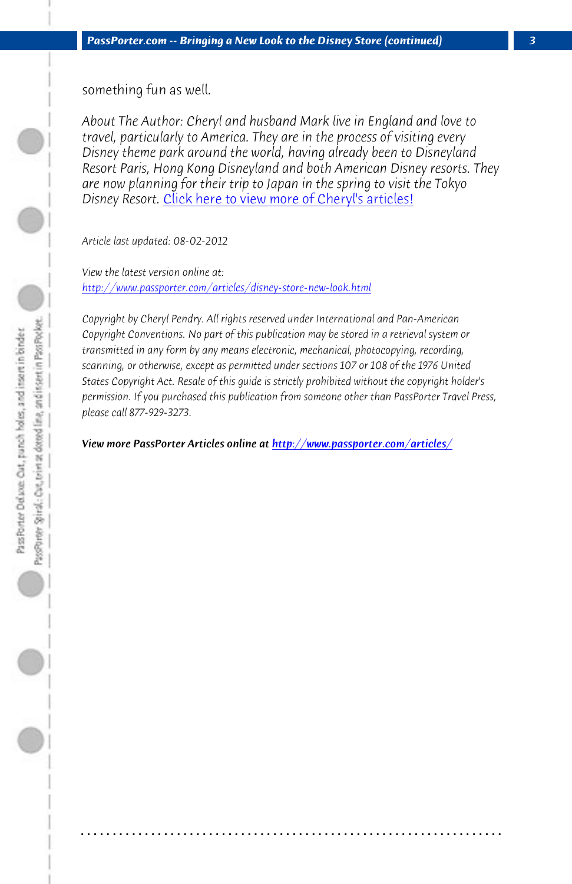something fun as well.

*About The Author: Cheryl and husband Mark live in England and love to travel, particularly to America. They are in the process of visiting every Disney theme park around the world, having already been to Disneyland Resort Paris, Hong Kong Disneyland and both American Disney resorts. They are now planning for their trip to Japan in the spring to visit the Tokyo Disney Resort.* Click here to view more of Cheryl's articles!

*Article last updated: 08-02-2012*

*View the latest version online at:*
*http://www.passporter.com/articles/disney-store-new-look.html*

*Copyright by Cheryl Pendry. All rights reserved under International and Pan-American Copyright Conventions. No part of this publication may be stored in a retrieval system or transmitted in any form by any means electronic, mechanical, photocopying, recording, scanning, or otherwise, except as permitted under sections 107 or 108 of the 1976 United States Copyright Act. Resale of this guide is strictly prohibited without the copyright holder's permission. If you purchased this publication from someone other than PassPorter Travel Press, please call 877-929-3273.*

***View more PassPorter Articles online at http://www.passporter.com/articles/***